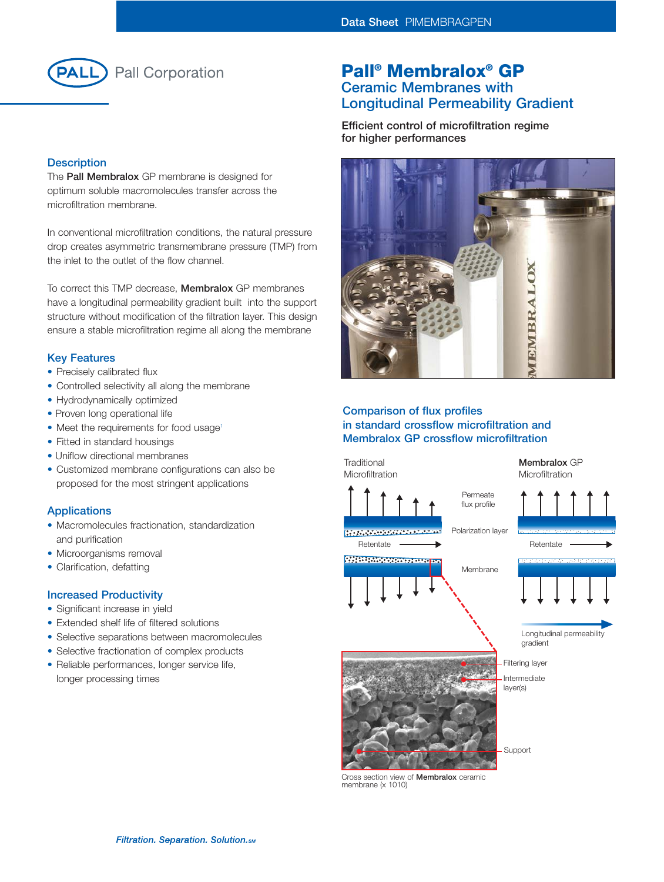Data Sheet PIMEMBRAGPEN

Pall Corporation

# Pall® Membralox® GP Ceramic Membranes with Longitudinal Permeability Gradient

**Efficient control of microfiltration regime for higher performances**

## Description

The **Pall Membralox** GP membrane is designed for optimum soluble macromolecules transfer across the microfiltration membrane.

In conventional microfiltration conditions, the natural pressure drop creates asymmetric transmembrane pressure (TMP) from the inlet to the outlet of the flow channel.

To correct this TMP decrease, **Membralox** GP membranes have a longitudinal permeability gradient built into the support structure without modification of the filtration layer. This design ensure a stable microfiltration regime all along the membrane

## Key Features

- Precisely calibrated flux
- Controlled selectivity all along the membrane
- Hydrodynamically optimized
- Proven long operational life
- Meet the requirements for food usage[1]
- Fitted in standard housings
- Uniflow directional membranes
- Customized membrane configurations can also be proposed for the most stringent applications

## Applications

- Macromolecules fractionation, standardization and purification
- Microorganisms removal
- Clarification, defatting

## Increased Productivity

- Significant increase in yield
- Extended shelf life of filtered solutions
- Selective separations between macromolecules
- Selective fractionation of complex products
- Reliable performances, longer service life, longer processing times

## Comparison of flux profiles in standard crossflow microfiltration and Membralox GP crossflow microfiltration

Traditional Microfiltration | **Membralox** GP Microfiltration

Permeate flux profile

Polarization layer

Retentate

Membrane

Longitudinal permeability gradient

Filtering layer

Intermediate layer(s)

Support

Cross section view of **Membralox** ceramic membrane (x 1010)

*Filtration. Separation. Solution.SM*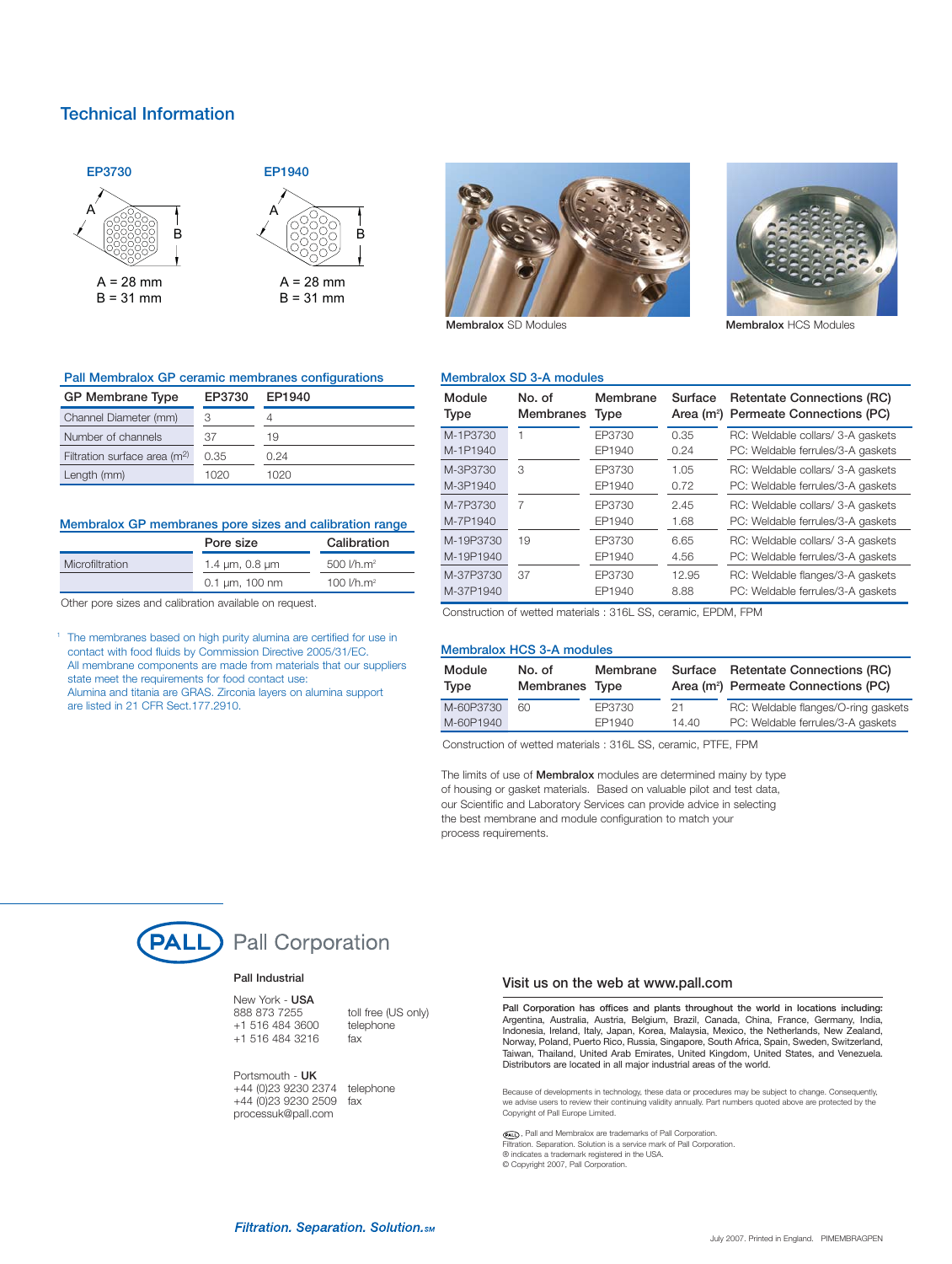## Technical Information

**EP3730**

A = 28 mm
B = 31 mm

**EP1940**

A = 28 mm
B = 31 mm

**Membralox** SD Modules

**Membralox** HCS Modules

### Pall Membralox GP ceramic membranes configurations

| GP Membrane Type | EP3730 | EP1940 |
|---|---|---|
| Channel Diameter (mm) | 3 | 4 |
| Number of channels | 37 | 19 |
| Filtration surface area ($m^2$)[1] | 0.35 | 0.24 |
| Length (mm) | 1020 | 1020 |

### Membralox GP membranes pore sizes and calibration range

| | Pore size | Calibration |
|---|---|---|
| Microfiltration | 1.4 µm, 0.8 µm | 500 l/h.m² |
| | 0.1 µm, 100 nm | 100 l/h.m² |

Other pore sizes and calibration available on request.

[1] The membranes based on high purity alumina are certified for use in contact with food fluids by Commission Directive 2005/31/EC.
All membrane components are made from materials that our suppliers state meet the requirements for food contact use:
Alumina and titania are GRAS. Zirconia layers on alumina support are listed in 21 CFR Sect.177.2910.

### Membralox SD 3-A modules

| Module Type | No. of Membranes | Membrane Type | Surface Area ($m^2$) | Retentate Connections (RC) Permeate Connections (PC) |
|---|---|---|---|---|
| M-1P3730<br>M-1P1940 | 1 | EP3730<br>EP1940 | 0.35<br>0.24 | RC: Weldable collars/ 3-A gaskets<br>PC: Weldable ferrules/3-A gaskets |
| M-3P3730<br>M-3P1940 | 3 | EP3730<br>EP1940 | 1.05<br>0.72 | RC: Weldable collars/ 3-A gaskets<br>PC: Weldable ferrules/3-A gaskets |
| M-7P3730<br>M-7P1940 | 7 | EP3730<br>EP1940 | 2.45<br>1.68 | RC: Weldable collars/ 3-A gaskets<br>PC: Weldable ferrules/3-A gaskets |
| M-19P3730<br>M-19P1940 | 19 | EP3730<br>EP1940 | 6.65<br>4.56 | RC: Weldable collars/ 3-A gaskets<br>PC: Weldable ferrules/3-A gaskets |
| M-37P3730<br>M-37P1940 | 37 | EP3730<br>EP1940 | 12.95<br>8.88 | RC: Weldable flanges/3-A gaskets<br>PC: Weldable ferrules/3-A gaskets |

Construction of wetted materials : 316L SS, ceramic, EPDM, FPM

### Membralox HCS 3-A modules

| Module Type | No. of Membranes | Membrane Type | Surface Area ($m^2$) | Retentate Connections (RC) Permeate Connections (PC) |
|---|---|---|---|---|
| M-60P3730<br>M-60P1940 | 60 | EP3730<br>EP1940 | 21<br>14.40 | RC: Weldable flanges/O-ring gaskets<br>PC: Weldable ferrules/3-A gaskets |

Construction of wetted materials : 316L SS, ceramic, PTFE, FPM

The limits of use of **Membralox** modules are determined mainy by type of housing or gasket materials. Based on valuable pilot and test data, our Scientific and Laboratory Services can provide advice in selecting the best membrane and module configuration to match your process requirements.

**PALL** Pall Corporation

**Pall Industrial**

New York - **USA**
888 873 7255 toll free (US only)
+1 516 484 3600 telephone
+1 516 484 3216 fax

Portsmouth - **UK**
+44 (0)23 9230 2374 telephone
+44 (0)23 9230 2509 fax
processuk@pall.com

### Visit us on the web at www.pall.com

Pall Corporation has offices and plants throughout the world in locations including: Argentina, Australia, Austria, Belgium, Brazil, Canada, China, France, Germany, India, Indonesia, Ireland, Italy, Japan, Korea, Malaysia, Mexico, the Netherlands, New Zealand, Norway, Poland, Puerto Rico, Russia, Singapore, South Africa, Spain, Sweden, Switzerland, Taiwan, Thailand, United Arab Emirates, United Kingdom, United States, and Venezuela. Distributors are located in all major industrial areas of the world.

Because of developments in technology, these data or procedures may be subject to change. Consequently, we advise users to review their continuing validity annually. Part numbers quoted above are protected by the Copyright of Pall Europe Limited.

PALL, Pall and Membralox are trademarks of Pall Corporation.
Filtration. Separation. Solution. is a service mark of Pall Corporation.
® indicates a trademark registered in the USA.
© Copyright 2007, Pall Corporation.

*Filtration. Separation. Solution.SM*

July 2007. Printed in England. PIMEMBRAGPEN